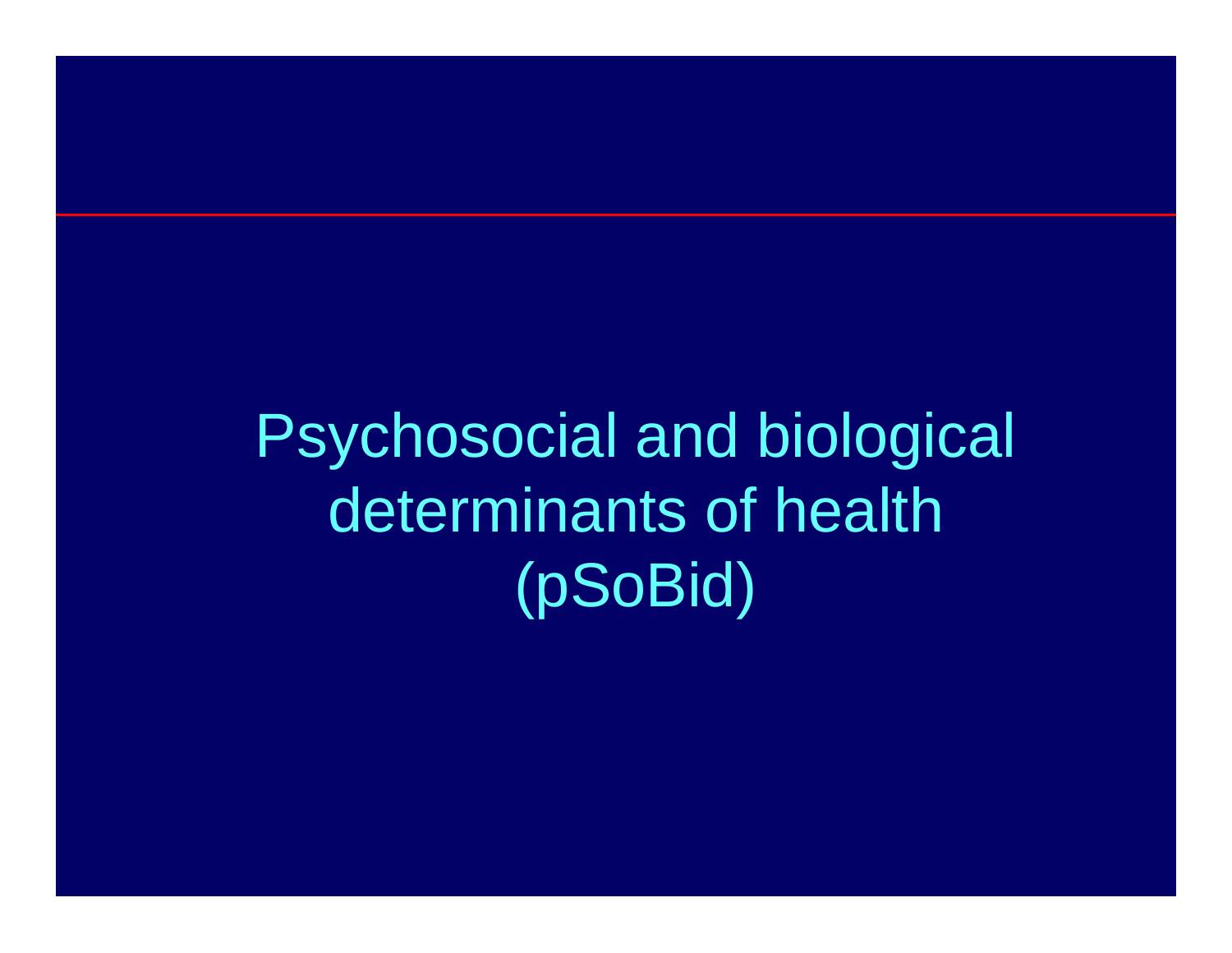# Psychosocial and biological determinants of health (pSoBid)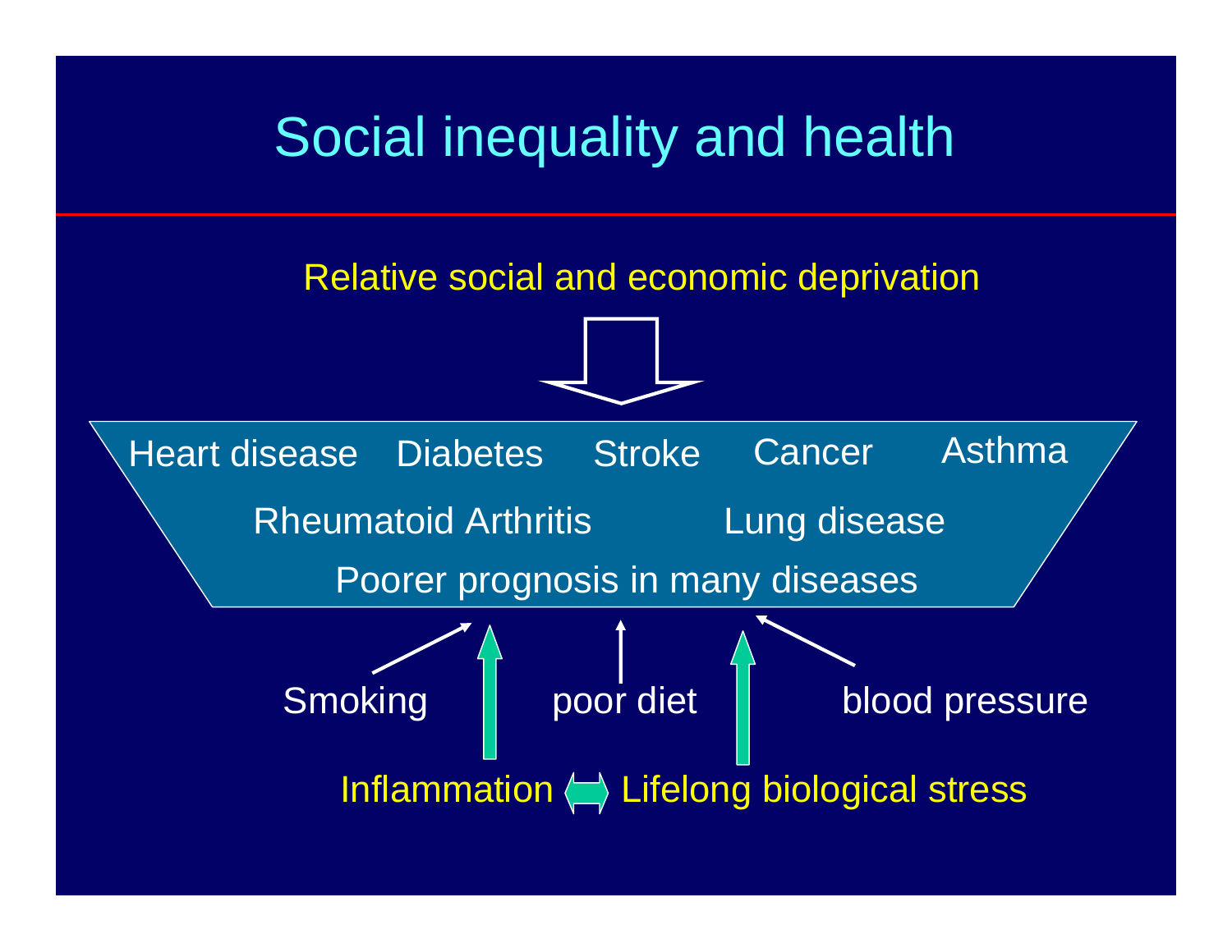# Social inequality and health

Relative social and economic deprivation

Heart disease Diabetes Stroke Cancer Asthma

Rheumatoid Arthritis Lung disease

Poorer prognosis in many diseases

Smoking poor diet blood pressure

Inflammation ⟺ Lifelong biological stress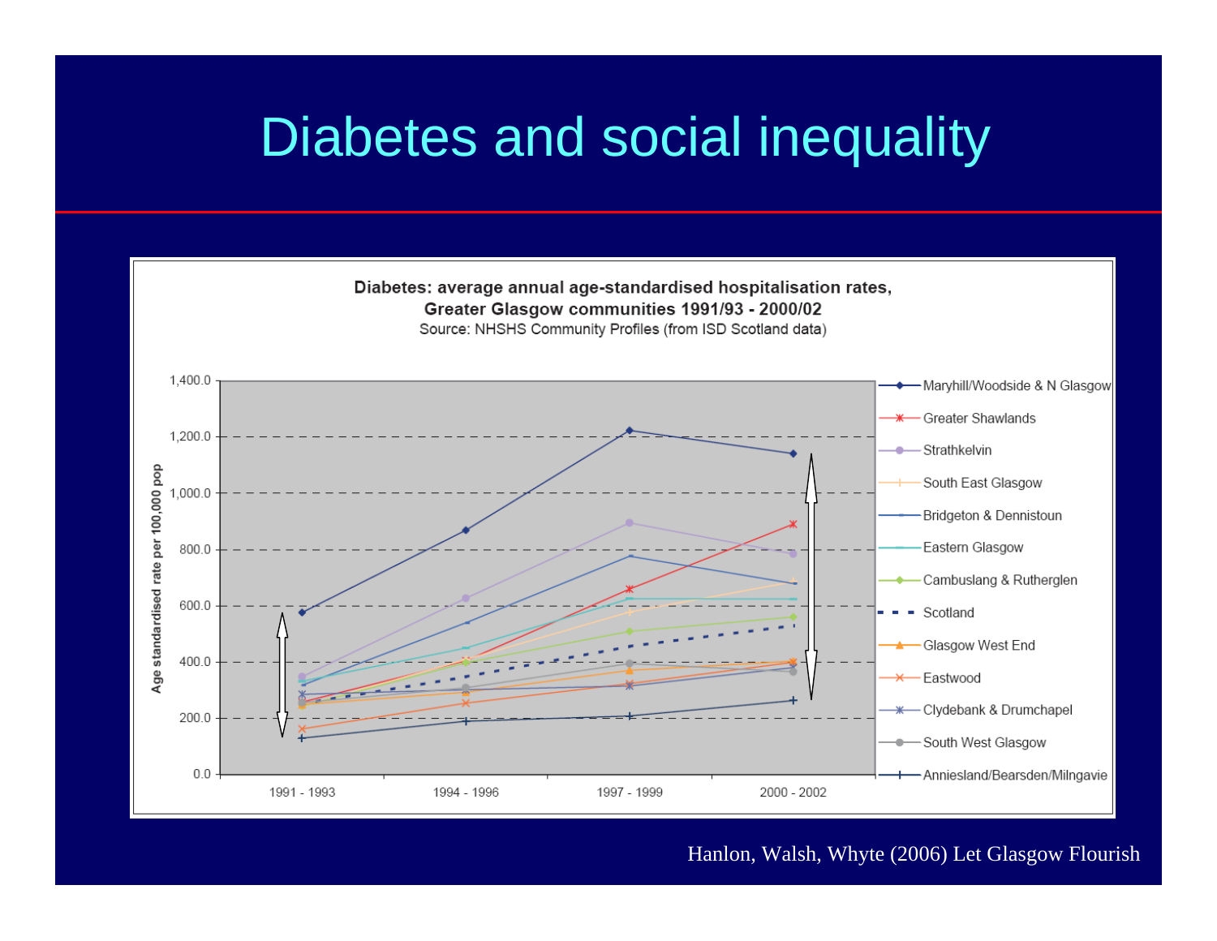# Diabetes and social inequality

**Diabetes: average annual age-standardised hospitalisation rates, Greater Glasgow communities 1991/93 - 2000/02**

Source: NHSHS Community Profiles (from ISD Scotland data)

Hanlon, Walsh, Whyte (2006) Let Glasgow Flourish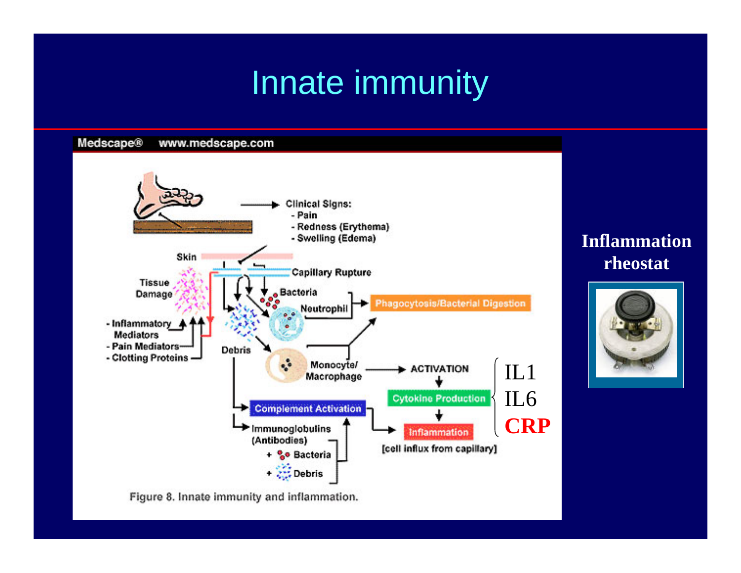# Innate immunity

Medscape® www.medscape.com

Clinical Signs:
- Pain
- Redness (Erythema)
- Swelling (Edema)

Skin

Tissue Damage

Capillary Rupture

Bacteria

Neutrophil

Phagocytosis/Bacterial Digestion

- Inflammatory Mediators
- Pain Mediators
- Clotting Proteins

Debris

Monocyte/ Macrophage

ACTIVATION

Cytokine Production

Complement Activation

Inflammation

[cell influx from capillary]

Immunoglobulins (Antibodies)

+ Bacteria

+ Debris

IL1

IL6

**CRP**

Figure 8. Innate immunity and inflammation.

**Inflammation rheostat**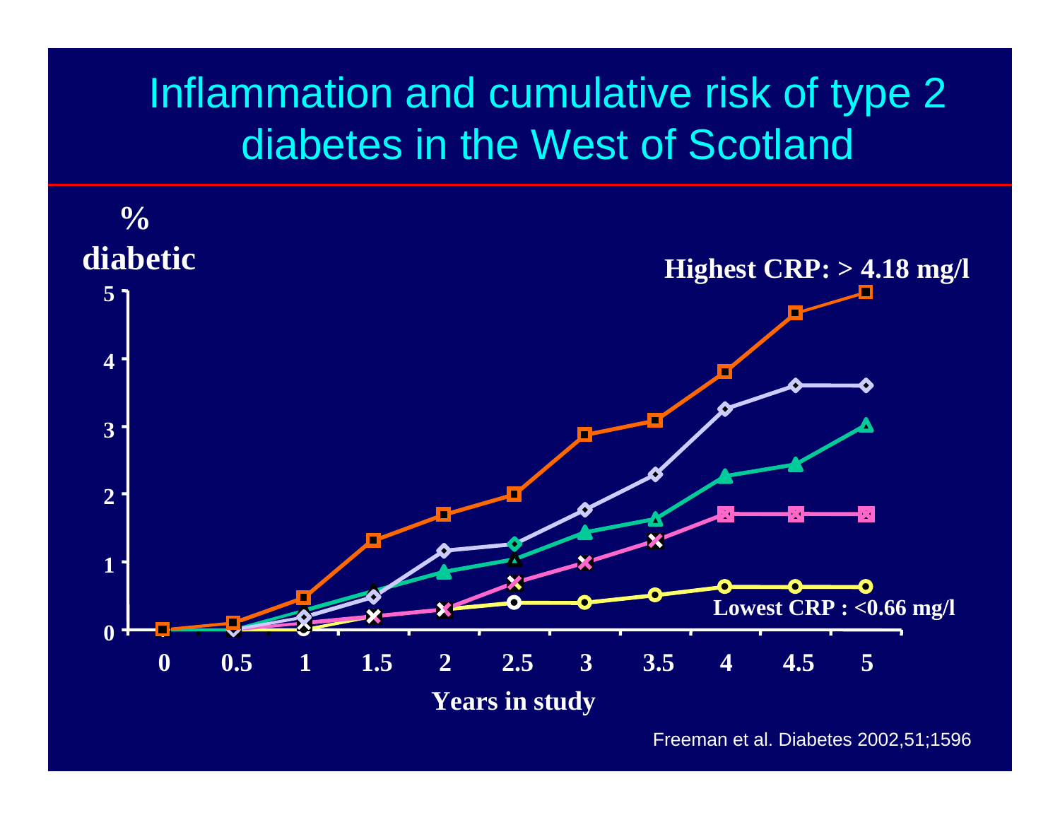# Inflammation and cumulative risk of type 2 diabetes in the West of Scotland

% diabetic

Highest CRP: > 4.18 mg/l

Lowest CRP : <0.66 mg/l

Years in study

Freeman et al. Diabetes 2002,51;1596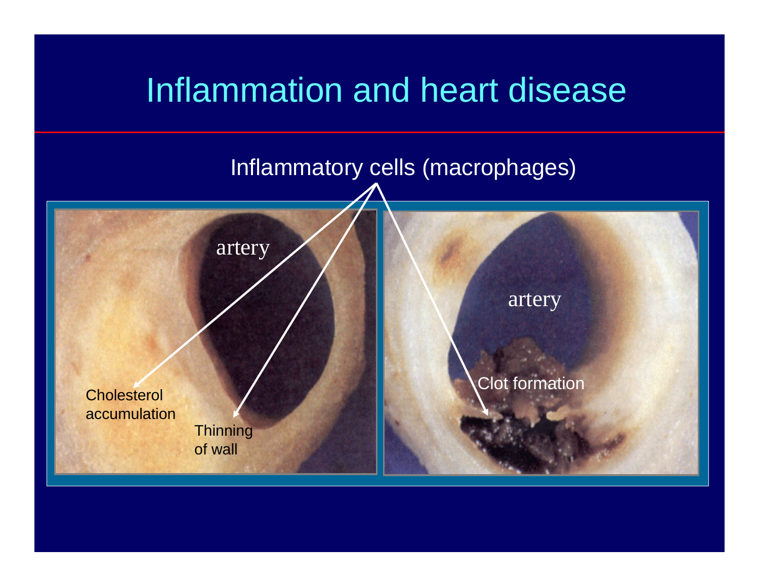# Inflammation and heart disease

Inflammatory cells (macrophages)

artery

Cholesterol accumulation

Thinning of wall

artery

Clot formation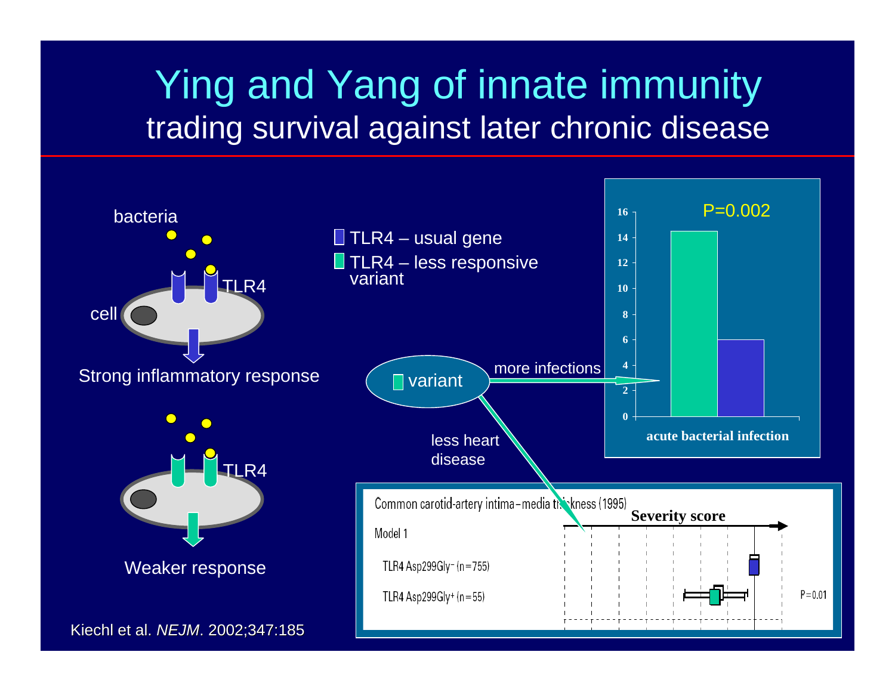# Ying and Yang of innate immunity

## trading survival against later chronic disease

bacteria

cell

TLR4

Strong inflammatory response

TLR4

Weaker response

TLR4 – usual gene

TLR4 – less responsive variant

variant

more infections

less heart disease

P=0.002

16
14
12
10
8
6
4
2
0

**acute bacterial infection**

Common carotid-artery intima-media thickness (1995)

**Severity score**

Model 1

TLR4 Asp299Gly⁻ (n=755)

TLR4 Asp299Gly⁺ (n=55)

P=0.01

Kiechl et al. *NEJM*. 2002;347:185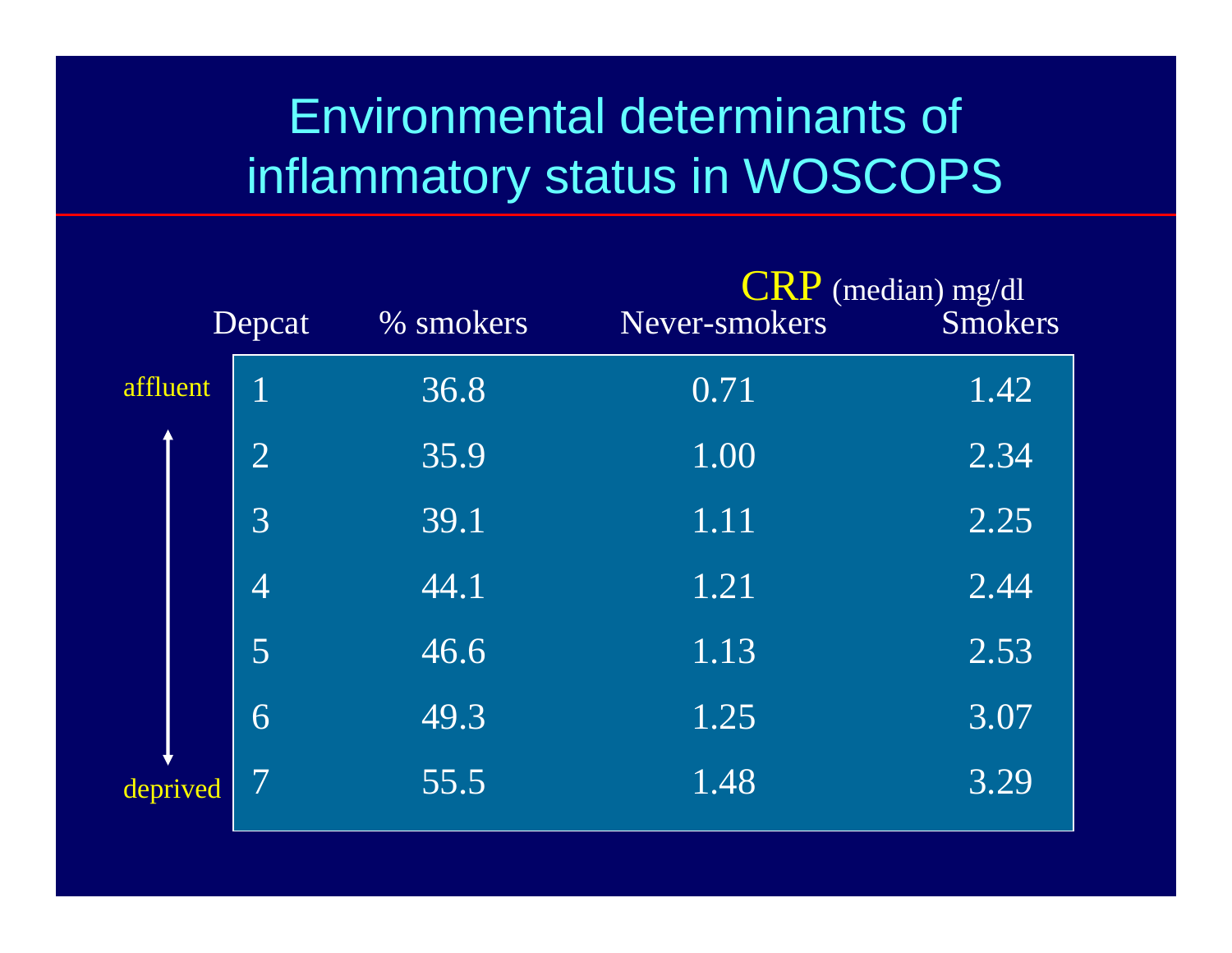# Environmental determinants of inflammatory status in WOSCOPS

| | Depcat | % smokers | CRP (median) mg/dl | |
|---|---|---|---|---|
| | | | Never-smokers | Smokers |
| affluent | 1 | 36.8 | 0.71 | 1.42 |
| | 2 | 35.9 | 1.00 | 2.34 |
| | 3 | 39.1 | 1.11 | 2.25 |
| | 4 | 44.1 | 1.21 | 2.44 |
| | 5 | 46.6 | 1.13 | 2.53 |
| | 6 | 49.3 | 1.25 | 3.07 |
| deprived | 7 | 55.5 | 1.48 | 3.29 |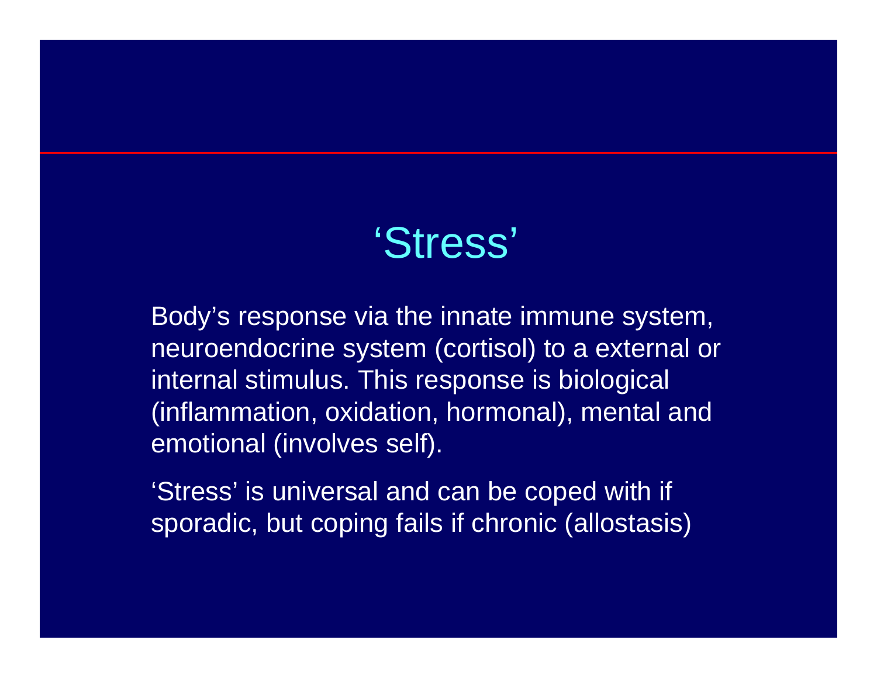# ‘Stress’

Body’s response via the innate immune system, neuroendocrine system (cortisol) to a external or internal stimulus. This response is biological (inflammation, oxidation, hormonal), mental and emotional (involves self).

‘Stress’ is universal and can be coped with if sporadic, but coping fails if chronic (allostasis)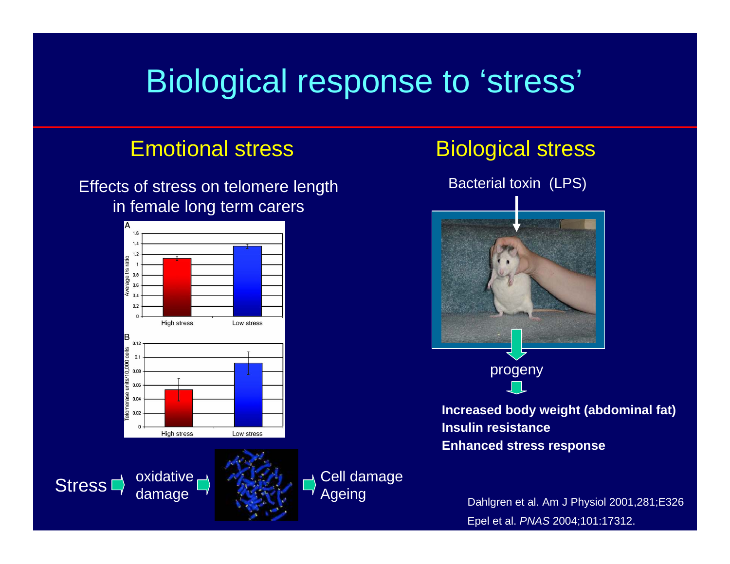# Biological response to 'stress'

## Emotional stress

Effects of stress on telomere length in female long term carers

A

| | Average t/s ratio |
|---|---|
| High stress | ~1.1 |
| Low stress | ~1.35 |

B

| | Telomerase units/10,000 cells |
|---|---|
| High stress | ~0.054 |
| Low stress | ~0.092 |

Stress → oxidative damage → → Cell damage Ageing

## Biological stress

Bacterial toxin (LPS)

↓

progeny

**Increased body weight (abdominal fat)**
**Insulin resistance**
**Enhanced stress response**

Dahlgren et al. Am J Physiol 2001,281;E326

Epel et al. *PNAS* 2004;101:17312.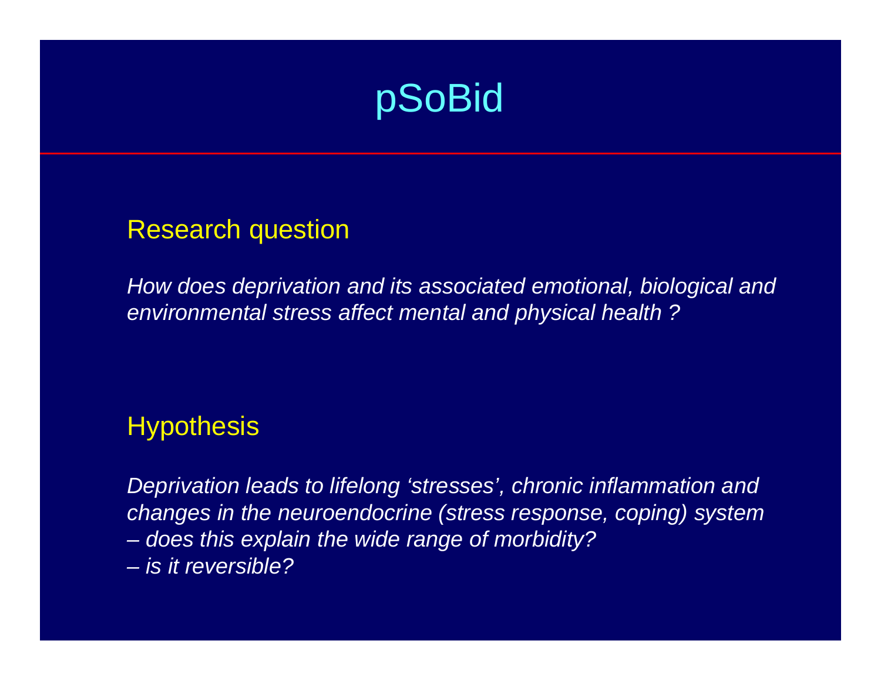# pSoBid

## Research question

*How does deprivation and its associated emotional, biological and environmental stress affect mental and physical health ?*

## Hypothesis

*Deprivation leads to lifelong 'stresses', chronic inflammation and changes in the neuroendocrine (stress response, coping) system*

*– does this explain the wide range of morbidity?*

*– is it reversible?*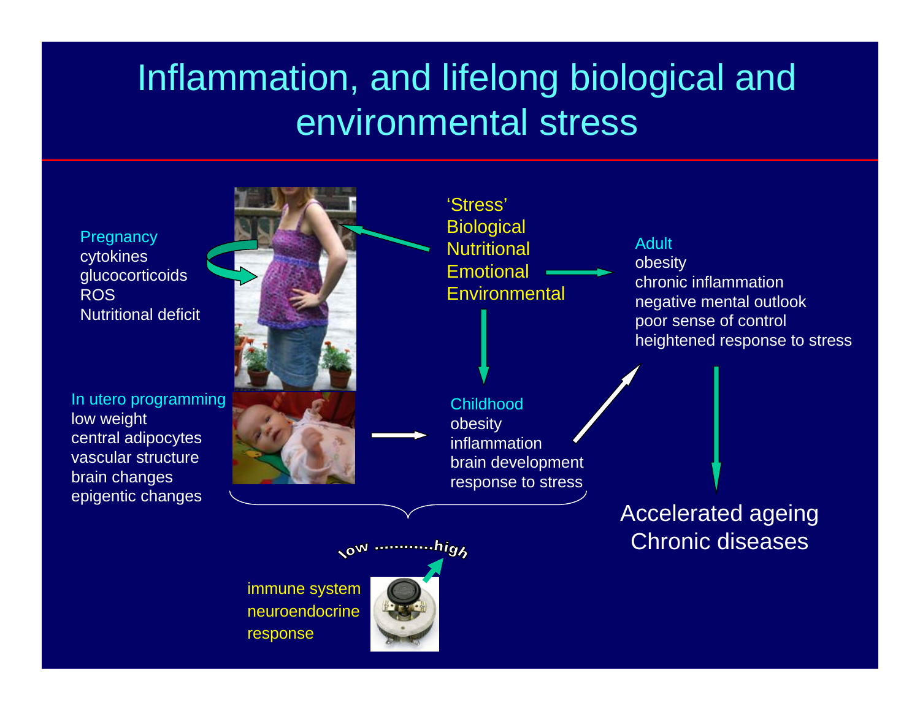# Inflammation, and lifelong biological and environmental stress

**Pregnancy**
- cytokines
- glucocorticoids
- ROS
- Nutritional deficit

**'Stress'**
- Biological
- Nutritional
- Emotional
- Environmental

**Adult**
- obesity
- chronic inflammation
- negative mental outlook
- poor sense of control
- heightened response to stress

**In utero programming**
- low weight
- central adipocytes
- vascular structure
- brain changes
- epigentic changes

**Childhood**
- obesity
- inflammation
- brain development
- response to stress

low ............high

immune system
neuroendocrine
response

Accelerated ageing
Chronic diseases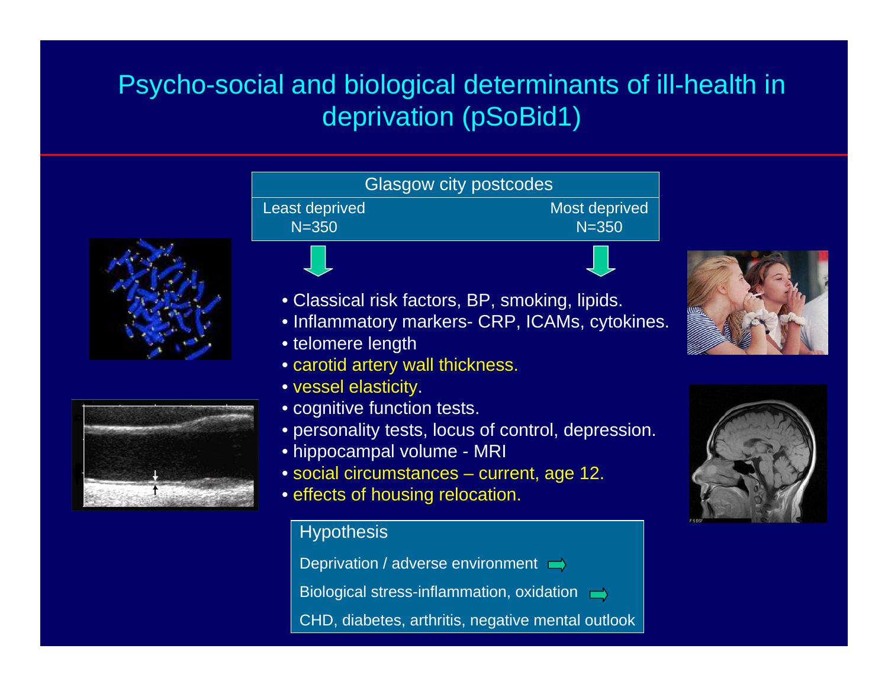# Psycho-social and biological determinants of ill-health in deprivation (pSoBid1)

| Glasgow city postcodes | |
|---|---|
| Least deprived N=350 | Most deprived N=350 |

- Classical risk factors, BP, smoking, lipids.
- Inflammatory markers- CRP, ICAMs, cytokines.
- telomere length
- carotid artery wall thickness.
- vessel elasticity.
- cognitive function tests.
- personality tests, locus of control, depression.
- hippocampal volume - MRI
- social circumstances – current, age 12.
- effects of housing relocation.

**Hypothesis**

Deprivation / adverse environment ⇨

Biological stress-inflammation, oxidation ⇨

CHD, diabetes, arthritis, negative mental outlook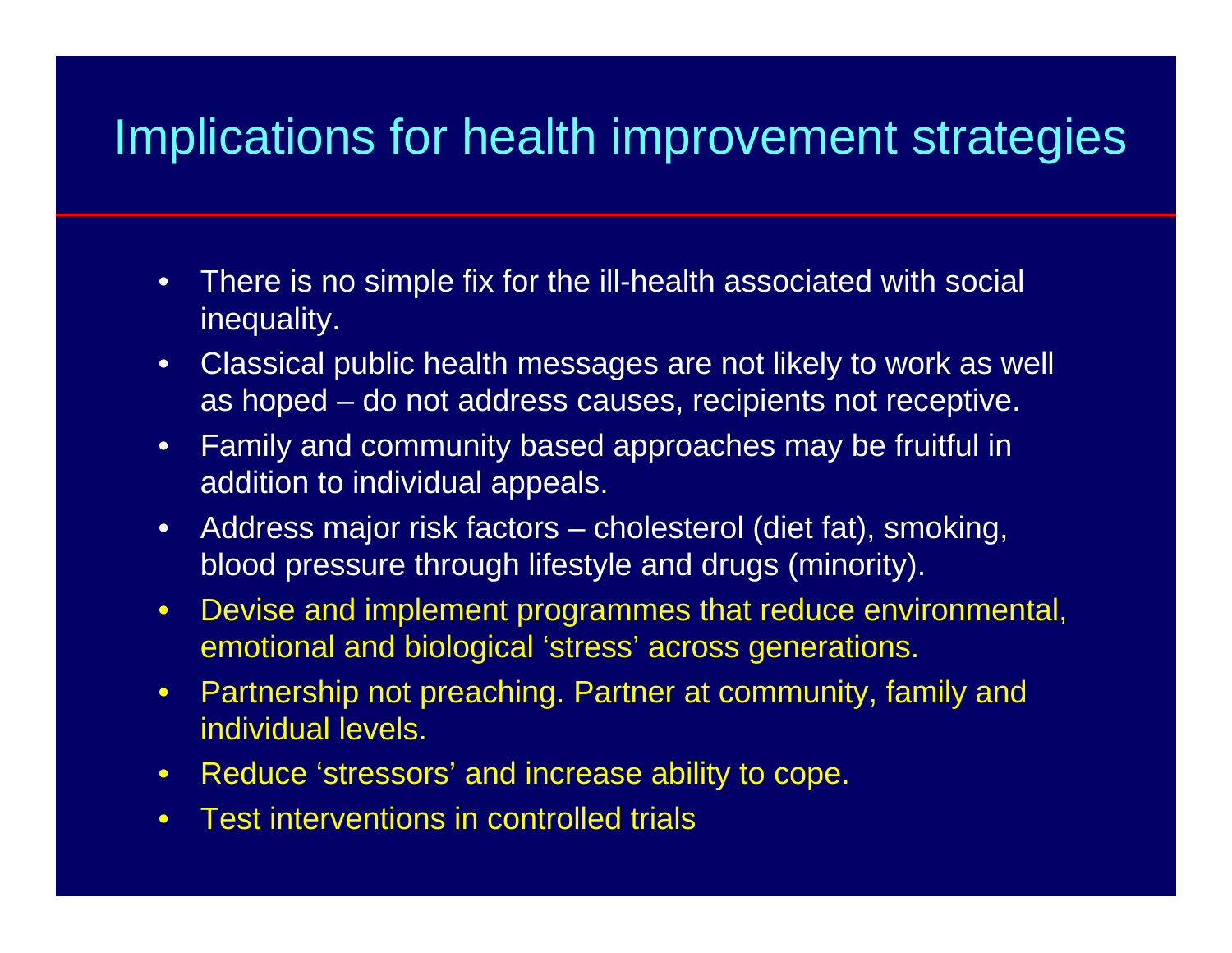# Implications for health improvement strategies

- There is no simple fix for the ill-health associated with social inequality.
- Classical public health messages are not likely to work as well as hoped – do not address causes, recipients not receptive.
- Family and community based approaches may be fruitful in addition to individual appeals.
- Address major risk factors – cholesterol (diet fat), smoking, blood pressure through lifestyle and drugs (minority).
- Devise and implement programmes that reduce environmental, emotional and biological 'stress' across generations.
- Partnership not preaching. Partner at community, family and individual levels.
- Reduce 'stressors' and increase ability to cope.
- Test interventions in controlled trials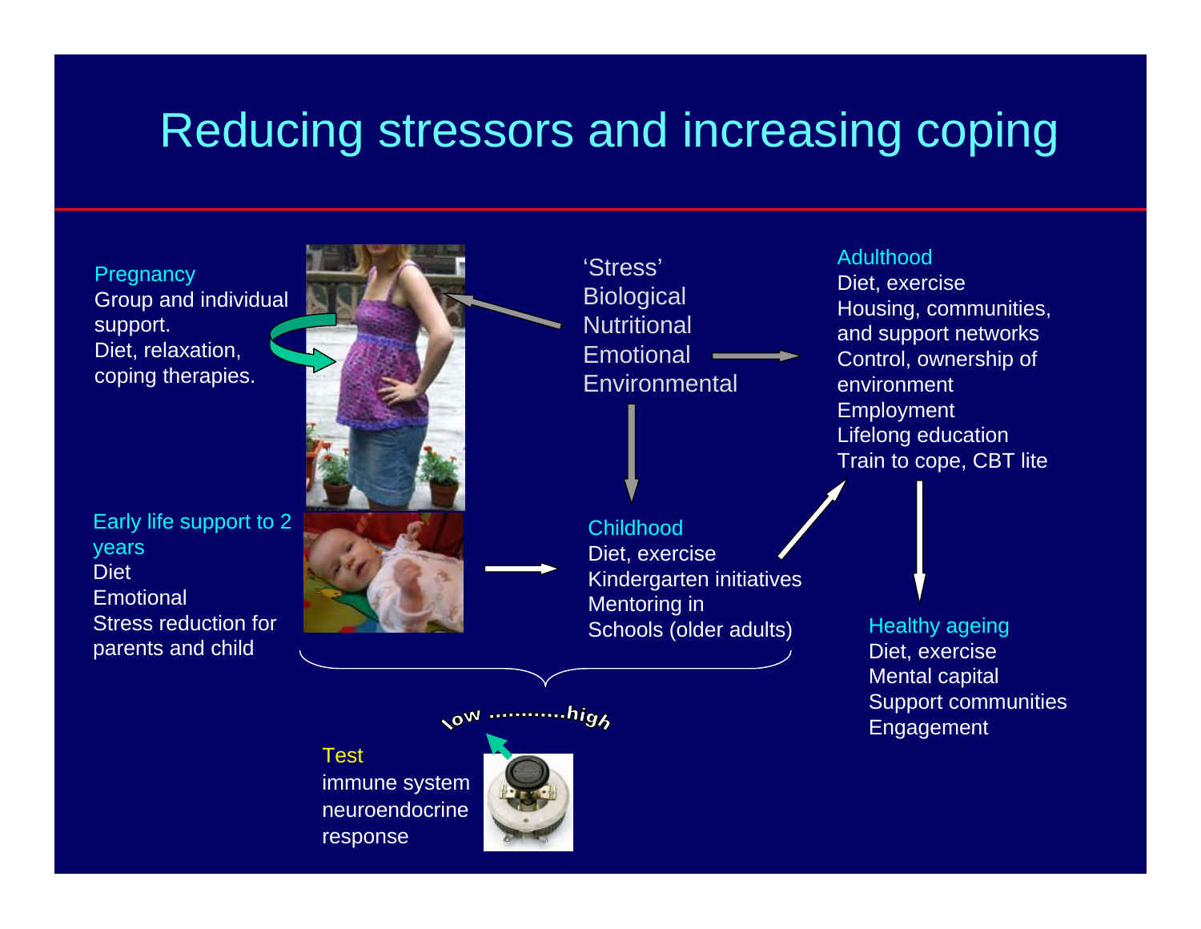# Reducing stressors and increasing coping

**Pregnancy**
Group and individual support.
Diet, relaxation, coping therapies.

‘Stress’
Biological
Nutritional
Emotional
Environmental

**Adulthood**
Diet, exercise
Housing, communities, and support networks
Control, ownership of environment
Employment
Lifelong education
Train to cope, CBT lite

**Early life support to 2 years**
Diet
Emotional
Stress reduction for parents and child

**Childhood**
Diet, exercise
Kindergarten initiatives
Mentoring in
Schools (older adults)

**Healthy ageing**
Diet, exercise
Mental capital
Support communities
Engagement

low ...........high

**Test**
immune system
neuroendocrine
response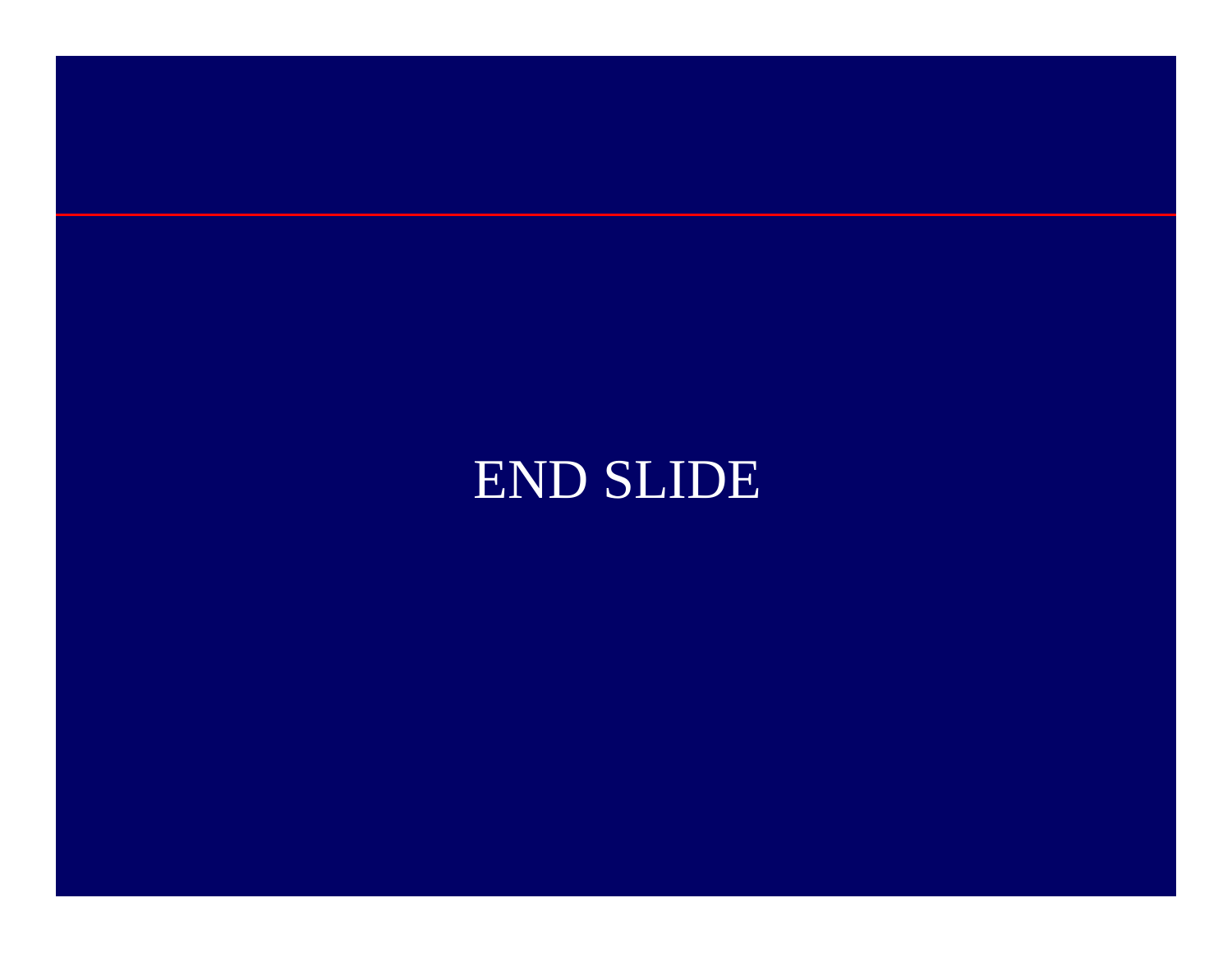END SLIDE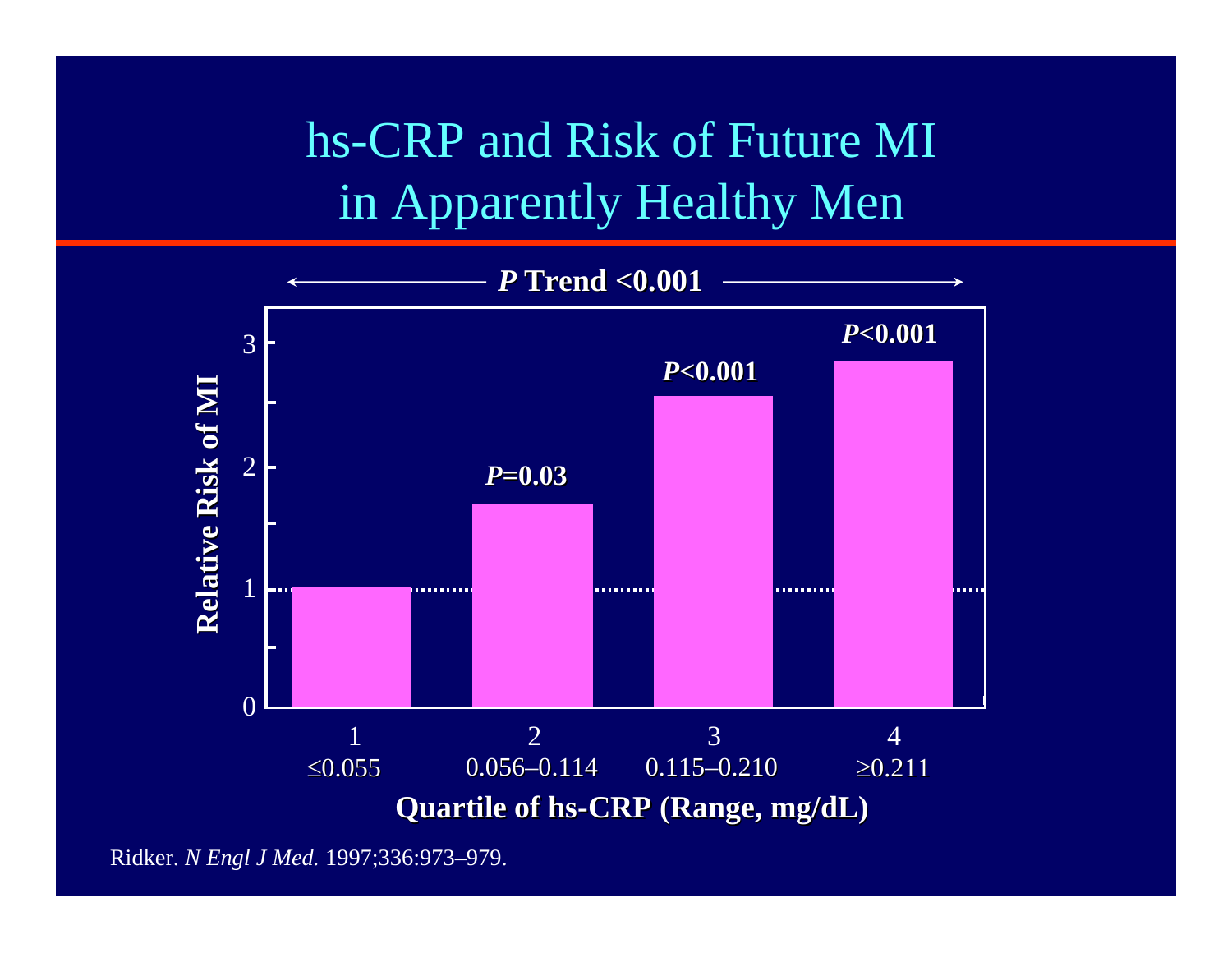# hs-CRP and Risk of Future MI in Apparently Healthy Men

*P* Trend <0.001

| Quartile of hs-CRP (Range, mg/dL) | Relative Risk of MI | P |
|---|---|---|
| 1 (≤0.055) | 1 | |
| 2 (0.056–0.114) | ~1.7 | *P*=0.03 |
| 3 (0.115–0.210) | ~2.6 | *P*<0.001 |
| 4 (≥0.211) | ~2.9 | *P*<0.001 |

Ridker. *N Engl J Med.* 1997;336:973–979.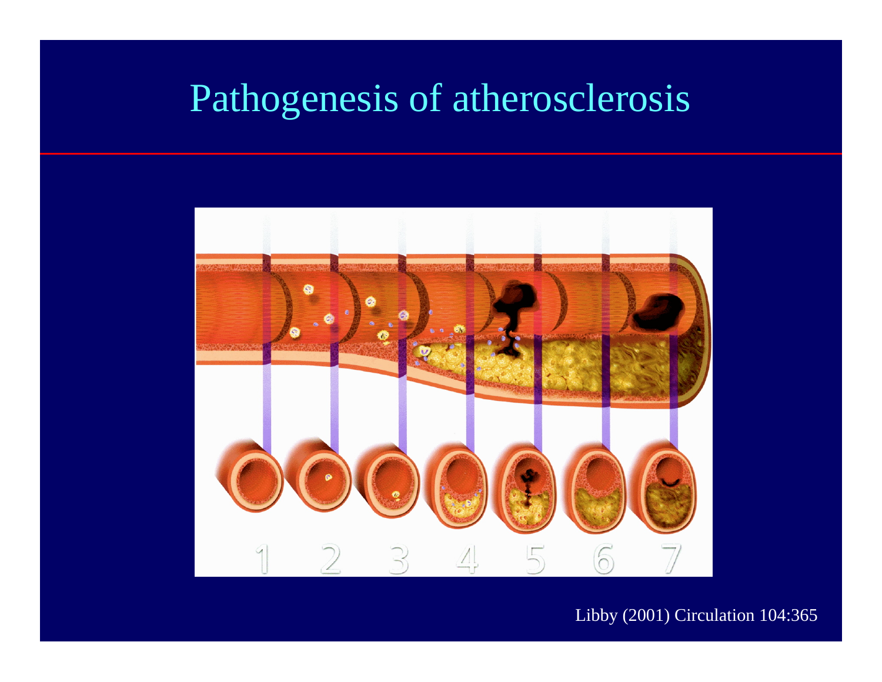# Pathogenesis of atherosclerosis

1 2 3 4 5 6 7

Libby (2001) Circulation 104:365